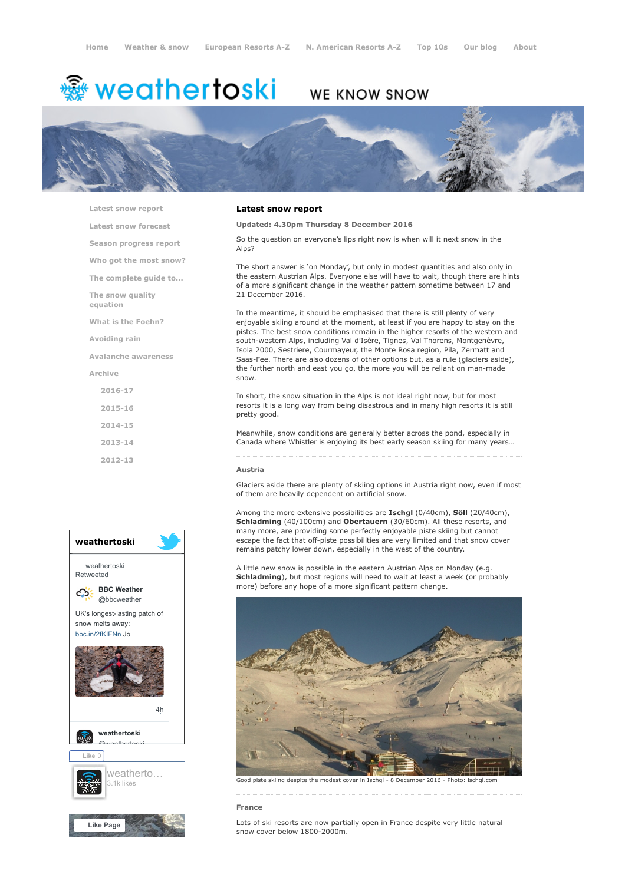Home Weather & snow European Resorts A-Z N. American Resorts A-Z Top 10s Our blog About

weathertoski WE KNOW SNOW

- Latest snow report
- Latest snow forecast
- Season progress report
- Who got the most snow?
- The complete guide to...
- The snow quality equation
- What is the Foehn?
- Avoiding rain
- Avalanche awareness
- Archive
  - 2016-17
  - 2015-16
  - 2014-15
  - 2013-14
  - 2012-13

## Latest snow report

**Updated: 4.30pm Thursday 8 December 2016**

So the question on everyone's lips right now is when will it next snow in the Alps?

The short answer is 'on Monday', but only in modest quantities and also only in the eastern Austrian Alps. Everyone else will have to wait, though there are hints of a more significant change in the weather pattern sometime between 17 and 21 December 2016.

In the meantime, it should be emphasised that there is still plenty of very enjoyable skiing around at the moment, at least if you are happy to stay on the pistes. The best snow conditions remain in the higher resorts of the western and south-western Alps, including Val d'Isère, Tignes, Val Thorens, Montgenèvre, Isola 2000, Sestriere, Courmayeur, the Monte Rosa region, Pila, Zermatt and Saas-Fee. There are also dozens of other options but, as a rule (glaciers aside), the further north and east you go, the more you will be reliant on man-made snow.

In short, the snow situation in the Alps is not ideal right now, but for most resorts it is a long way from being disastrous and in many high resorts it is still pretty good.

Meanwhile, snow conditions are generally better across the pond, especially in Canada where Whistler is enjoying its best early season skiing for many years…

### Austria

Glaciers aside there are plenty of skiing options in Austria right now, even if most of them are heavily dependent on artificial snow.

Among the more extensive possibilities are **Ischgl** (0/40cm), **Söll** (20/40cm), **Schladming** (40/100cm) and **Obertauern** (30/60cm). All these resorts, and many more, are providing some perfectly enjoyable piste skiing but cannot escape the fact that off-piste possibilities are very limited and that snow cover remains patchy lower down, especially in the west of the country.

A little new snow is possible in the eastern Austrian Alps on Monday (e.g. **Schladming**), but most regions will need to wait at least a week (or probably more) before any hope of a more significant pattern change.

Good piste skiing despite the modest cover in Ischgl - 8 December 2016 - Photo: ischgl.com

### France

Lots of ski resorts are now partially open in France despite very little natural snow cover below 1800-2000m.

weathertoski

weathertoski Retweeted

BBC Weather @bbcweather

UK's longest-lasting patch of snow melts away: bbc.in/2fKIFNn Jo

4h

weathertoski @weathertoski

Like 0

weatherto… 3.1k likes

Like Page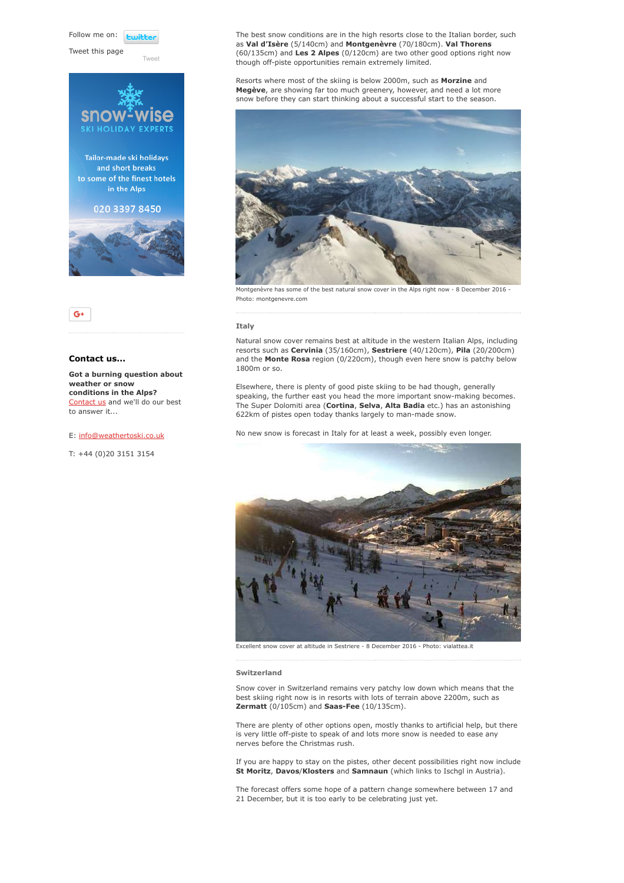Follow me on: twitter

Tweet this page

Tweet

snow-wise
SKI HOLIDAY EXPERTS

Tailor-made ski holidays and short breaks to some of the finest hotels in the Alps

020 3397 8450

G+

### Contact us...

**Got a burning question about weather or snow conditions in the Alps?**
Contact us and we'll do our best to answer it...

E: info@weathertoski.co.uk

T: +44 (0)20 3151 3154

The best snow conditions are in the high resorts close to the Italian border, such as **Val d'Isère** (5/140cm) and **Montgenèvre** (70/180cm). **Val Thorens** (60/135cm) and **Les 2 Alpes** (0/120cm) are two other good options right now though off-piste opportunities remain extremely limited.

Resorts where most of the skiing is below 2000m, such as **Morzine** and **Megève**, are showing far too much greenery, however, and need a lot more snow before they can start thinking about a successful start to the season.

Montgenèvre has some of the best natural snow cover in the Alps right now - 8 December 2016 - Photo: montgenevre.com

### Italy

Natural snow cover remains best at altitude in the western Italian Alps, including resorts such as **Cervinia** (35/160cm), **Sestriere** (40/120cm), **Pila** (20/200cm) and the **Monte Rosa** region (0/220cm), though even here snow is patchy below 1800m or so.

Elsewhere, there is plenty of good piste skiing to be had though, generally speaking, the further east you head the more important snow-making becomes. The Super Dolomiti area (**Cortina**, **Selva**, **Alta Badia** etc.) has an astonishing 622km of pistes open today thanks largely to man-made snow.

No new snow is forecast in Italy for at least a week, possibly even longer.

Excellent snow cover at altitude in Sestriere - 8 December 2016 - Photo: vialattea.it

### Switzerland

Snow cover in Switzerland remains very patchy low down which means that the best skiing right now is in resorts with lots of terrain above 2200m, such as **Zermatt** (0/105cm) and **Saas-Fee** (10/135cm).

There are plenty of other options open, mostly thanks to artificial help, but there is very little off-piste to speak of and lots more snow is needed to ease any nerves before the Christmas rush.

If you are happy to stay on the pistes, other decent possibilities right now include **St Moritz**, **Davos**/**Klosters** and **Samnaun** (which links to Ischgl in Austria).

The forecast offers some hope of a pattern change somewhere between 17 and 21 December, but it is too early to be celebrating just yet.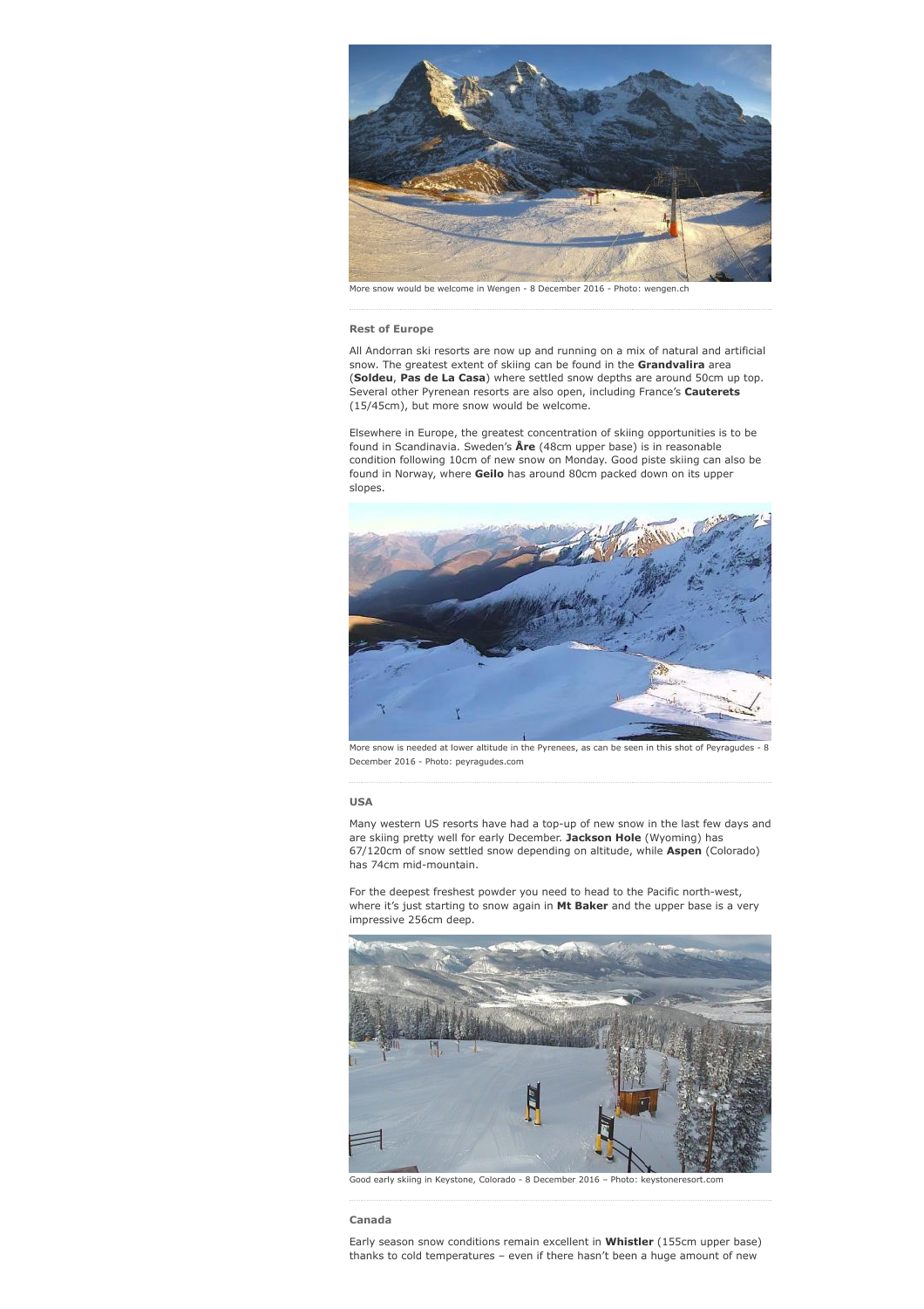More snow would be welcome in Wengen - 8 December 2016 - Photo: wengen.ch

### Rest of Europe

All Andorran ski resorts are now up and running on a mix of natural and artificial snow. The greatest extent of skiing can be found in the **Grandvalira** area (**Soldeu**, **Pas de La Casa**) where settled snow depths are around 50cm up top. Several other Pyrenean resorts are also open, including France's **Cauterets** (15/45cm), but more snow would be welcome.

Elsewhere in Europe, the greatest concentration of skiing opportunities is to be found in Scandinavia. Sweden's **Åre** (48cm upper base) is in reasonable condition following 10cm of new snow on Monday. Good piste skiing can also be found in Norway, where **Geilo** has around 80cm packed down on its upper slopes.

More snow is needed at lower altitude in the Pyrenees, as can be seen in this shot of Peyragudes - 8 December 2016 - Photo: peyragudes.com

### USA

Many western US resorts have had a top-up of new snow in the last few days and are skiing pretty well for early December. **Jackson Hole** (Wyoming) has 67/120cm of snow settled snow depending on altitude, while **Aspen** (Colorado) has 74cm mid-mountain.

For the deepest freshest powder you need to head to the Pacific north-west, where it's just starting to snow again in **Mt Baker** and the upper base is a very impressive 256cm deep.

Good early skiing in Keystone, Colorado - 8 December 2016 – Photo: keystoneresort.com

### Canada

Early season snow conditions remain excellent in **Whistler** (155cm upper base) thanks to cold temperatures – even if there hasn't been a huge amount of new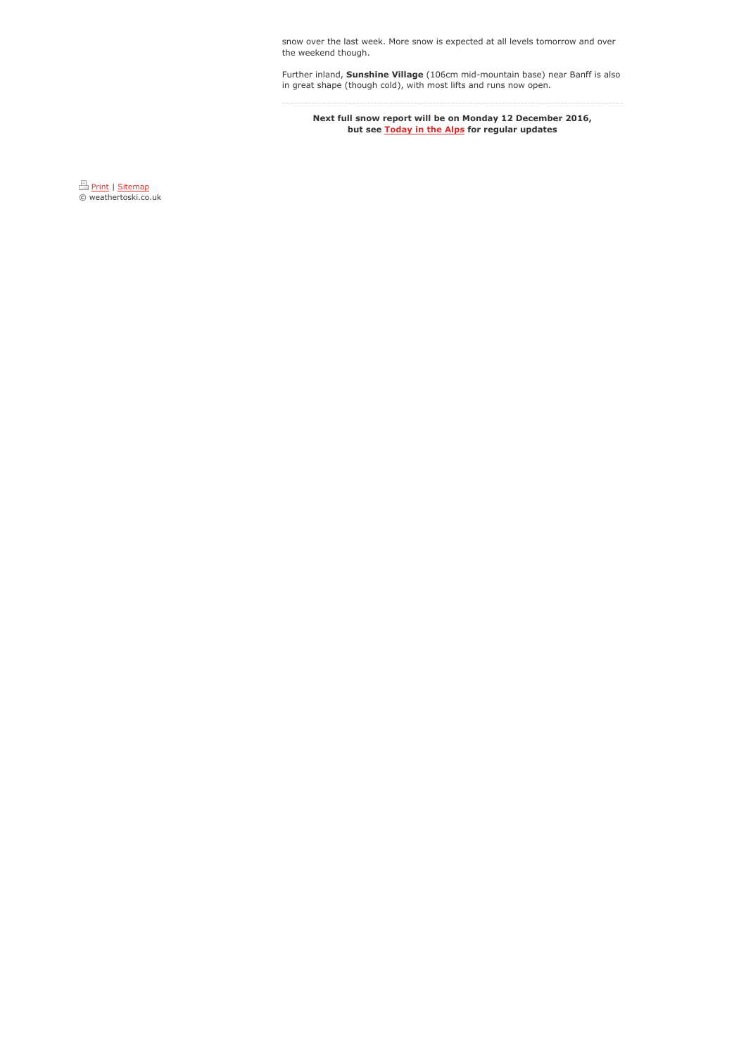snow over the last week. More snow is expected at all levels tomorrow and over the weekend though.

Further inland, **Sunshine Village** (106cm mid-mountain base) near Banff is also in great shape (though cold), with most lifts and runs now open.

---

**Next full snow report will be on Monday 12 December 2016, but see Today in the Alps for regular updates**

Print | Sitemap
© weathertoski.co.uk